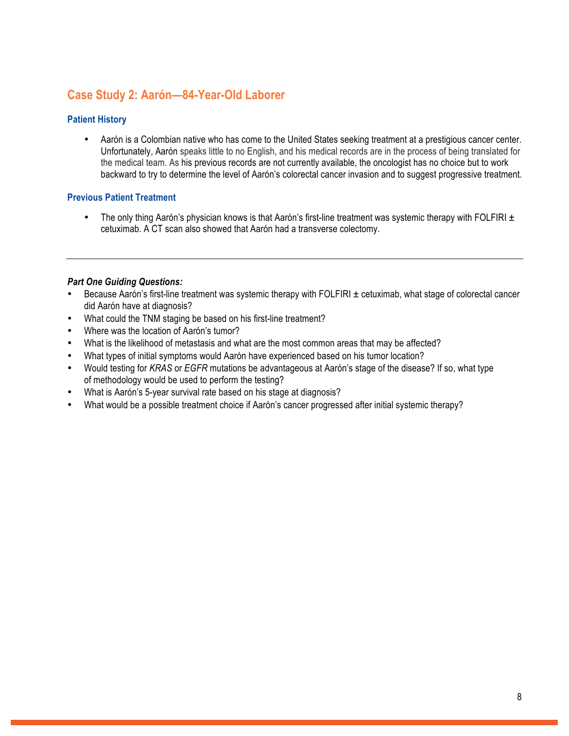## Case Study 2: Aarón—84-Year-Old Laborer

### Patient History

- Aarón is a Colombian native who has come to the United States seeking treatment at a prestigious cancer center. Unfortunately, Aarón speaks little to no English, and his medical records are in the process of being translated for the medical team. As his previous records are not currently available, the oncologist has no choice but to work backward to try to determine the level of Aarón's colorectal cancer invasion and to suggest progressive treatment.

### Previous Patient Treatment

- The only thing Aarón's physician knows is that Aarón's first-line treatment was systemic therapy with FOLFIRI ± cetuximab. A CT scan also showed that Aarón had a transverse colectomy.

---

***Part One Guiding Questions:***

- Because Aarón's first-line treatment was systemic therapy with FOLFIRI ± cetuximab, what stage of colorectal cancer did Aarón have at diagnosis?
- What could the TNM staging be based on his first-line treatment?
- Where was the location of Aarón's tumor?
- What is the likelihood of metastasis and what are the most common areas that may be affected?
- What types of initial symptoms would Aarón have experienced based on his tumor location?
- Would testing for *KRAS* or *EGFR* mutations be advantageous at Aarón's stage of the disease? If so, what type of methodology would be used to perform the testing?
- What is Aarón's 5-year survival rate based on his stage at diagnosis?
- What would be a possible treatment choice if Aarón's cancer progressed after initial systemic therapy?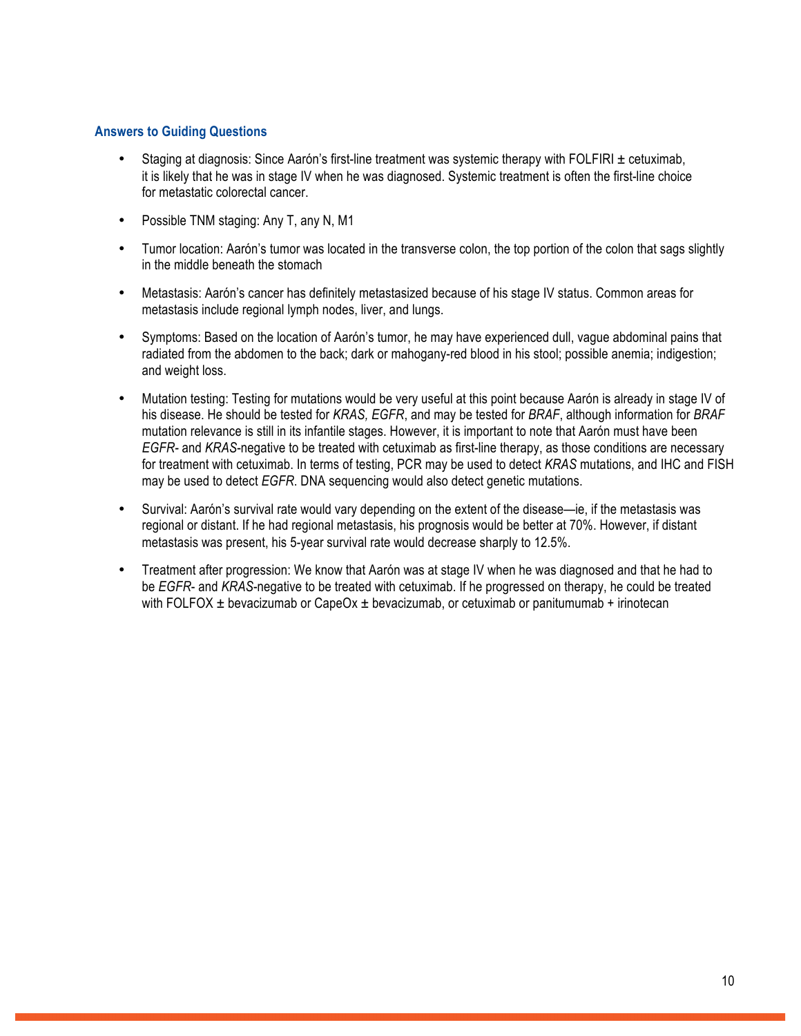### Answers to Guiding Questions

- Staging at diagnosis: Since Aarón's first-line treatment was systemic therapy with FOLFIRI ± cetuximab, it is likely that he was in stage IV when he was diagnosed. Systemic treatment is often the first-line choice for metastatic colorectal cancer.
- Possible TNM staging: Any T, any N, M1
- Tumor location: Aarón's tumor was located in the transverse colon, the top portion of the colon that sags slightly in the middle beneath the stomach
- Metastasis: Aarón's cancer has definitely metastasized because of his stage IV status. Common areas for metastasis include regional lymph nodes, liver, and lungs.
- Symptoms: Based on the location of Aarón's tumor, he may have experienced dull, vague abdominal pains that radiated from the abdomen to the back; dark or mahogany-red blood in his stool; possible anemia; indigestion; and weight loss.
- Mutation testing: Testing for mutations would be very useful at this point because Aarón is already in stage IV of his disease. He should be tested for *KRAS, EGFR*, and may be tested for *BRAF*, although information for *BRAF* mutation relevance is still in its infantile stages. However, it is important to note that Aarón must have been *EGFR*- and *KRAS*-negative to be treated with cetuximab as first-line therapy, as those conditions are necessary for treatment with cetuximab. In terms of testing, PCR may be used to detect *KRAS* mutations, and IHC and FISH may be used to detect *EGFR*. DNA sequencing would also detect genetic mutations.
- Survival: Aarón's survival rate would vary depending on the extent of the disease—ie, if the metastasis was regional or distant. If he had regional metastasis, his prognosis would be better at 70%. However, if distant metastasis was present, his 5-year survival rate would decrease sharply to 12.5%.
- Treatment after progression: We know that Aarón was at stage IV when he was diagnosed and that he had to be *EGFR*- and *KRAS*-negative to be treated with cetuximab. If he progressed on therapy, he could be treated with FOLFOX ± bevacizumab or CapeOx ± bevacizumab, or cetuximab or panitumumab + irinotecan